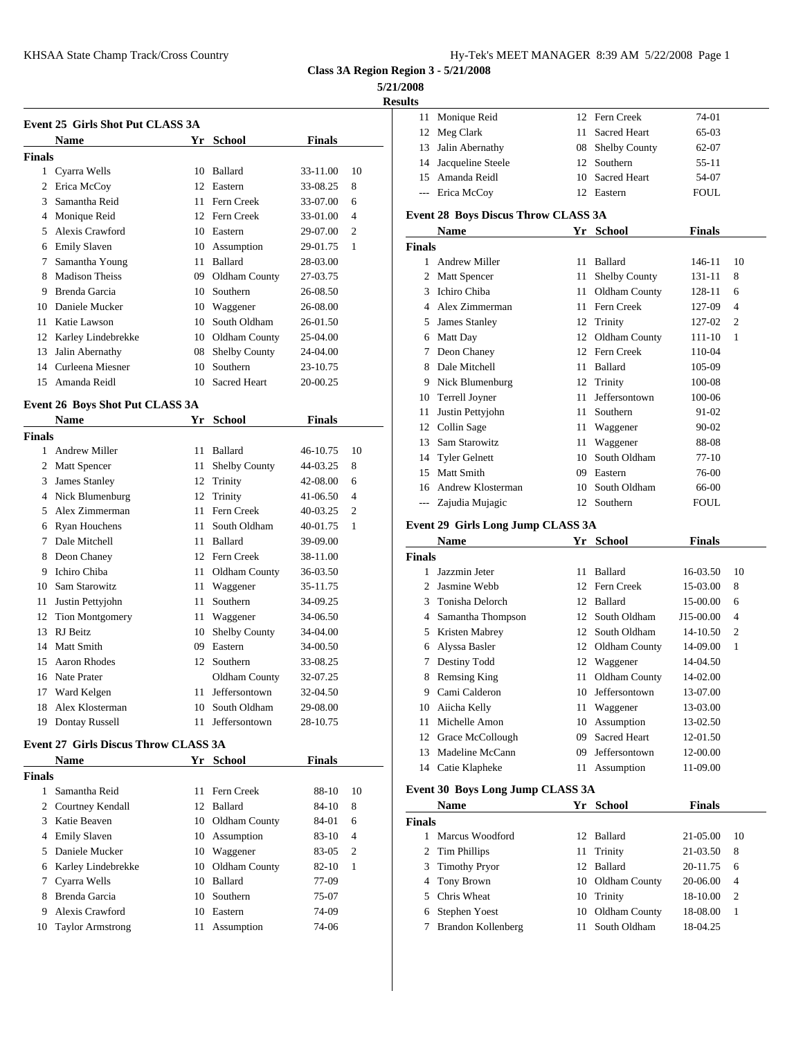KHSAA State Champ Track/Cross Country

**Class 3A Region Region 3 - 5/21/2008**

**5/21/2008**

**Results**

### Event 25 Girls Shot Put CLASS 3A

| | Name | Yr | School | Finals | |
|---|---|---|---|---|---|
| **Finals** | | | | | |
| 1 | Cyarra Wells | 10 | Ballard | 33-11.00 | 10 |
| 2 | Erica McCoy | 12 | Eastern | 33-08.25 | 8 |
| 3 | Samantha Reid | 11 | Fern Creek | 33-07.00 | 6 |
| 4 | Monique Reid | 12 | Fern Creek | 33-01.00 | 4 |
| 5 | Alexis Crawford | 10 | Eastern | 29-07.00 | 2 |
| 6 | Emily Slaven | 10 | Assumption | 29-01.75 | 1 |
| 7 | Samantha Young | 11 | Ballard | 28-03.00 | |
| 8 | Madison Theiss | 09 | Oldham County | 27-03.75 | |
| 9 | Brenda Garcia | 10 | Southern | 26-08.50 | |
| 10 | Daniele Mucker | 10 | Waggener | 26-08.00 | |
| 11 | Katie Lawson | 10 | South Oldham | 26-01.50 | |
| 12 | Karley Lindebrekke | 10 | Oldham County | 25-04.00 | |
| 13 | Jalin Abernathy | 08 | Shelby County | 24-04.00 | |
| 14 | Curleena Miesner | 10 | Southern | 23-10.75 | |
| 15 | Amanda Reidl | 10 | Sacred Heart | 20-00.25 | |

### Event 26 Boys Shot Put CLASS 3A

| | Name | Yr | School | Finals | |
|---|---|---|---|---|---|
| **Finals** | | | | | |
| 1 | Andrew Miller | 11 | Ballard | 46-10.75 | 10 |
| 2 | Matt Spencer | 11 | Shelby County | 44-03.25 | 8 |
| 3 | James Stanley | 12 | Trinity | 42-08.00 | 6 |
| 4 | Nick Blumenburg | 12 | Trinity | 41-06.50 | 4 |
| 5 | Alex Zimmerman | 11 | Fern Creek | 40-03.25 | 2 |
| 6 | Ryan Houchens | 11 | South Oldham | 40-01.75 | 1 |
| 7 | Dale Mitchell | 11 | Ballard | 39-09.00 | |
| 8 | Deon Chaney | 12 | Fern Creek | 38-11.00 | |
| 9 | Ichiro Chiba | 11 | Oldham County | 36-03.50 | |
| 10 | Sam Starowitz | 11 | Waggener | 35-11.75 | |
| 11 | Justin Pettyjohn | 11 | Southern | 34-09.25 | |
| 12 | Tion Montgomery | 11 | Waggener | 34-06.50 | |
| 13 | RJ Beitz | 10 | Shelby County | 34-04.00 | |
| 14 | Matt Smith | 09 | Eastern | 34-00.50 | |
| 15 | Aaron Rhodes | 12 | Southern | 33-08.25 | |
| 16 | Nate Prater | | Oldham County | 32-07.25 | |
| 17 | Ward Kelgen | 11 | Jeffersontown | 32-04.50 | |
| 18 | Alex Klosterman | 10 | South Oldham | 29-08.00 | |
| 19 | Dontay Russell | 11 | Jeffersontown | 28-10.75 | |

### Event 27 Girls Discus Throw CLASS 3A

| | Name | Yr | School | Finals | |
|---|---|---|---|---|---|
| **Finals** | | | | | |
| 1 | Samantha Reid | 11 | Fern Creek | 88-10 | 10 |
| 2 | Courtney Kendall | 12 | Ballard | 84-10 | 8 |
| 3 | Katie Beaven | 10 | Oldham County | 84-01 | 6 |
| 4 | Emily Slaven | 10 | Assumption | 83-10 | 4 |
| 5 | Daniele Mucker | 10 | Waggener | 83-05 | 2 |
| 6 | Karley Lindebrekke | 10 | Oldham County | 82-10 | 1 |
| 7 | Cyarra Wells | 10 | Ballard | 77-09 | |
| 8 | Brenda Garcia | 10 | Southern | 75-07 | |
| 9 | Alexis Crawford | 10 | Eastern | 74-09 | |
| 10 | Taylor Armstrong | 11 | Assumption | 74-06 | |
| 11 | Monique Reid | 12 | Fern Creek | 74-01 | |
| 12 | Meg Clark | 11 | Sacred Heart | 65-03 | |
| 13 | Jalin Abernathy | 08 | Shelby County | 62-07 | |
| 14 | Jacqueline Steele | 12 | Southern | 55-11 | |
| 15 | Amanda Reidl | 10 | Sacred Heart | 54-07 | |
| --- | Erica McCoy | 12 | Eastern | FOUL | |

### Event 28 Boys Discus Throw CLASS 3A

| | Name | Yr | School | Finals | |
|---|---|---|---|---|---|
| **Finals** | | | | | |
| 1 | Andrew Miller | 11 | Ballard | 146-11 | 10 |
| 2 | Matt Spencer | 11 | Shelby County | 131-11 | 8 |
| 3 | Ichiro Chiba | 11 | Oldham County | 128-11 | 6 |
| 4 | Alex Zimmerman | 11 | Fern Creek | 127-09 | 4 |
| 5 | James Stanley | 12 | Trinity | 127-02 | 2 |
| 6 | Matt Day | 12 | Oldham County | 111-10 | 1 |
| 7 | Deon Chaney | 12 | Fern Creek | 110-04 | |
| 8 | Dale Mitchell | 11 | Ballard | 105-09 | |
| 9 | Nick Blumenburg | 12 | Trinity | 100-08 | |
| 10 | Terrell Joyner | 11 | Jeffersontown | 100-06 | |
| 11 | Justin Pettyjohn | 11 | Southern | 91-02 | |
| 12 | Collin Sage | 11 | Waggener | 90-02 | |
| 13 | Sam Starowitz | 11 | Waggener | 88-08 | |
| 14 | Tyler Gelnett | 10 | South Oldham | 77-10 | |
| 15 | Matt Smith | 09 | Eastern | 76-00 | |
| 16 | Andrew Klosterman | 10 | South Oldham | 66-00 | |
| --- | Zajudia Mujagic | 12 | Southern | FOUL | |

### Event 29 Girls Long Jump CLASS 3A

| | Name | Yr | School | Finals | |
|---|---|---|---|---|---|
| **Finals** | | | | | |
| 1 | Jazzmin Jeter | 11 | Ballard | 16-03.50 | 10 |
| 2 | Jasmine Webb | 12 | Fern Creek | 15-03.00 | 8 |
| 3 | Tonisha Delorch | 12 | Ballard | 15-00.00 | 6 |
| 4 | Samantha Thompson | 12 | South Oldham | J15-00.00 | 4 |
| 5 | Kristen Mabrey | 12 | South Oldham | 14-10.50 | 2 |
| 6 | Alyssa Basler | 12 | Oldham County | 14-09.00 | 1 |
| 7 | Destiny Todd | 12 | Waggener | 14-04.50 | |
| 8 | Remsing King | 11 | Oldham County | 14-02.00 | |
| 9 | Cami Calderon | 10 | Jeffersontown | 13-07.00 | |
| 10 | Aiicha Kelly | 11 | Waggener | 13-03.00 | |
| 11 | Michelle Amon | 10 | Assumption | 13-02.50 | |
| 12 | Grace McCollough | 09 | Sacred Heart | 12-01.50 | |
| 13 | Madeline McCann | 09 | Jeffersontown | 12-00.00 | |
| 14 | Catie Klapheke | 11 | Assumption | 11-09.00 | |

### Event 30 Boys Long Jump CLASS 3A

| | Name | Yr | School | Finals | |
|---|---|---|---|---|---|
| **Finals** | | | | | |
| 1 | Marcus Woodford | 12 | Ballard | 21-05.00 | 10 |
| 2 | Tim Phillips | 11 | Trinity | 21-03.50 | 8 |
| 3 | Timothy Pryor | 12 | Ballard | 20-11.75 | 6 |
| 4 | Tony Brown | 10 | Oldham County | 20-06.00 | 4 |
| 5 | Chris Wheat | 10 | Trinity | 18-10.00 | 2 |
| 6 | Stephen Yoest | 10 | Oldham County | 18-08.00 | 1 |
| 7 | Brandon Kollenberg | 11 | South Oldham | 18-04.25 | |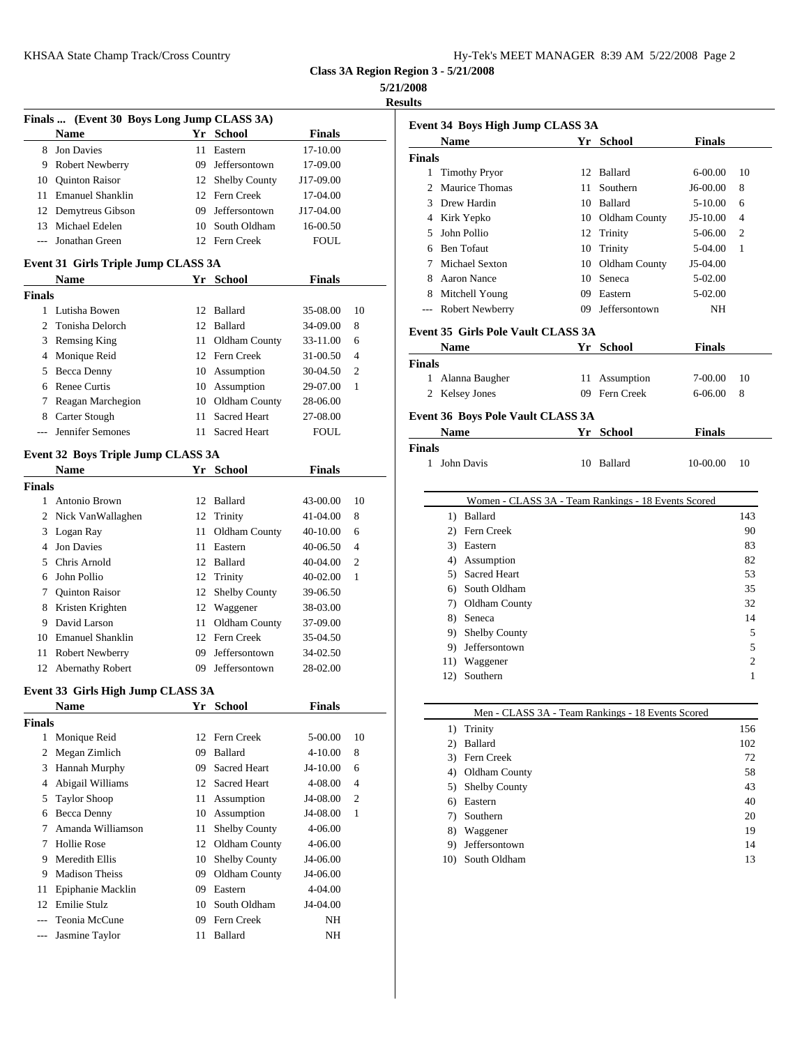**Class 3A Region Region 3 - 5/21/2008**

**5/21/2008**

**Results**

### Finals ... (Event 30 Boys Long Jump CLASS 3A)

| | Name | Yr | School | Finals | |
|---|---|---|---|---|---|
| 8 | Jon Davies | 11 | Eastern | 17-10.00 | |
| 9 | Robert Newberry | 09 | Jeffersontown | 17-09.00 | |
| 10 | Quinton Raisor | 12 | Shelby County | J17-09.00 | |
| 11 | Emanuel Shanklin | 12 | Fern Creek | 17-04.00 | |
| 12 | Demytreus Gibson | 09 | Jeffersontown | J17-04.00 | |
| 13 | Michael Edelen | 10 | South Oldham | 16-00.50 | |
| --- | Jonathan Green | 12 | Fern Creek | FOUL | |

### Event 31 Girls Triple Jump CLASS 3A

| | Name | Yr | School | Finals | |
|---|---|---|---|---|---|
| **Finals** | | | | | |
| 1 | Lutisha Bowen | 12 | Ballard | 35-08.00 | 10 |
| 2 | Tonisha Delorch | 12 | Ballard | 34-09.00 | 8 |
| 3 | Remsing King | 11 | Oldham County | 33-11.00 | 6 |
| 4 | Monique Reid | 12 | Fern Creek | 31-00.50 | 4 |
| 5 | Becca Denny | 10 | Assumption | 30-04.50 | 2 |
| 6 | Renee Curtis | 10 | Assumption | 29-07.00 | 1 |
| 7 | Reagan Marchegion | 10 | Oldham County | 28-06.00 | |
| 8 | Carter Stough | 11 | Sacred Heart | 27-08.00 | |
| --- | Jennifer Semones | 11 | Sacred Heart | FOUL | |

### Event 32 Boys Triple Jump CLASS 3A

| | Name | Yr | School | Finals | |
|---|---|---|---|---|---|
| **Finals** | | | | | |
| 1 | Antonio Brown | 12 | Ballard | 43-00.00 | 10 |
| 2 | Nick VanWallaghen | 12 | Trinity | 41-04.00 | 8 |
| 3 | Logan Ray | 11 | Oldham County | 40-10.00 | 6 |
| 4 | Jon Davies | 11 | Eastern | 40-06.50 | 4 |
| 5 | Chris Arnold | 12 | Ballard | 40-04.00 | 2 |
| 6 | John Pollio | 12 | Trinity | 40-02.00 | 1 |
| 7 | Quinton Raisor | 12 | Shelby County | 39-06.50 | |
| 8 | Kristen Krighten | 12 | Waggener | 38-03.00 | |
| 9 | David Larson | 11 | Oldham County | 37-09.00 | |
| 10 | Emanuel Shanklin | 12 | Fern Creek | 35-04.50 | |
| 11 | Robert Newberry | 09 | Jeffersontown | 34-02.50 | |
| 12 | Abernathy Robert | 09 | Jeffersontown | 28-02.00 | |

### Event 33 Girls High Jump CLASS 3A

| | Name | Yr | School | Finals | |
|---|---|---|---|---|---|
| **Finals** | | | | | |
| 1 | Monique Reid | 12 | Fern Creek | 5-00.00 | 10 |
| 2 | Megan Zimlich | 09 | Ballard | 4-10.00 | 8 |
| 3 | Hannah Murphy | 09 | Sacred Heart | J4-10.00 | 6 |
| 4 | Abigail Williams | 12 | Sacred Heart | 4-08.00 | 4 |
| 5 | Taylor Shoop | 11 | Assumption | J4-08.00 | 2 |
| 6 | Becca Denny | 10 | Assumption | J4-08.00 | 1 |
| 7 | Amanda Williamson | 11 | Shelby County | 4-06.00 | |
| 7 | Hollie Rose | 12 | Oldham County | 4-06.00 | |
| 9 | Meredith Ellis | 10 | Shelby County | J4-06.00 | |
| 9 | Madison Theiss | 09 | Oldham County | J4-06.00 | |
| 11 | Epiphanie Macklin | 09 | Eastern | 4-04.00 | |
| 12 | Emilie Stulz | 10 | South Oldham | J4-04.00 | |
| --- | Teonia McCune | 09 | Fern Creek | NH | |
| --- | Jasmine Taylor | 11 | Ballard | NH | |

### Event 34 Boys High Jump CLASS 3A

| | Name | Yr | School | Finals | |
|---|---|---|---|---|---|
| **Finals** | | | | | |
| 1 | Timothy Pryor | 12 | Ballard | 6-00.00 | 10 |
| 2 | Maurice Thomas | 11 | Southern | J6-00.00 | 8 |
| 3 | Drew Hardin | 10 | Ballard | 5-10.00 | 6 |
| 4 | Kirk Yepko | 10 | Oldham County | J5-10.00 | 4 |
| 5 | John Pollio | 12 | Trinity | 5-06.00 | 2 |
| 6 | Ben Tofaut | 10 | Trinity | 5-04.00 | 1 |
| 7 | Michael Sexton | 10 | Oldham County | J5-04.00 | |
| 8 | Aaron Nance | 10 | Seneca | 5-02.00 | |
| 8 | Mitchell Young | 09 | Eastern | 5-02.00 | |
| --- | Robert Newberry | 09 | Jeffersontown | NH | |

### Event 35 Girls Pole Vault CLASS 3A

| | Name | Yr | School | Finals | |
|---|---|---|---|---|---|
| **Finals** | | | | | |
| 1 | Alanna Baugher | 11 | Assumption | 7-00.00 | 10 |
| 2 | Kelsey Jones | 09 | Fern Creek | 6-06.00 | 8 |

### Event 36 Boys Pole Vault CLASS 3A

| | Name | Yr | School | Finals | |
|---|---|---|---|---|---|
| **Finals** | | | | | |
| 1 | John Davis | 10 | Ballard | 10-00.00 | 10 |

### Women - CLASS 3A - Team Rankings - 18 Events Scored

| | | |
|---|---|---|
| 1) | Ballard | 143 |
| 2) | Fern Creek | 90 |
| 3) | Eastern | 83 |
| 4) | Assumption | 82 |
| 5) | Sacred Heart | 53 |
| 6) | South Oldham | 35 |
| 7) | Oldham County | 32 |
| 8) | Seneca | 14 |
| 9) | Shelby County | 5 |
| 9) | Jeffersontown | 5 |
| 11) | Waggener | 2 |
| 12) | Southern | 1 |

### Men - CLASS 3A - Team Rankings - 18 Events Scored

| | | |
|---|---|---|
| 1) | Trinity | 156 |
| 2) | Ballard | 102 |
| 3) | Fern Creek | 72 |
| 4) | Oldham County | 58 |
| 5) | Shelby County | 43 |
| 6) | Eastern | 40 |
| 7) | Southern | 20 |
| 8) | Waggener | 19 |
| 9) | Jeffersontown | 14 |
| 10) | South Oldham | 13 |